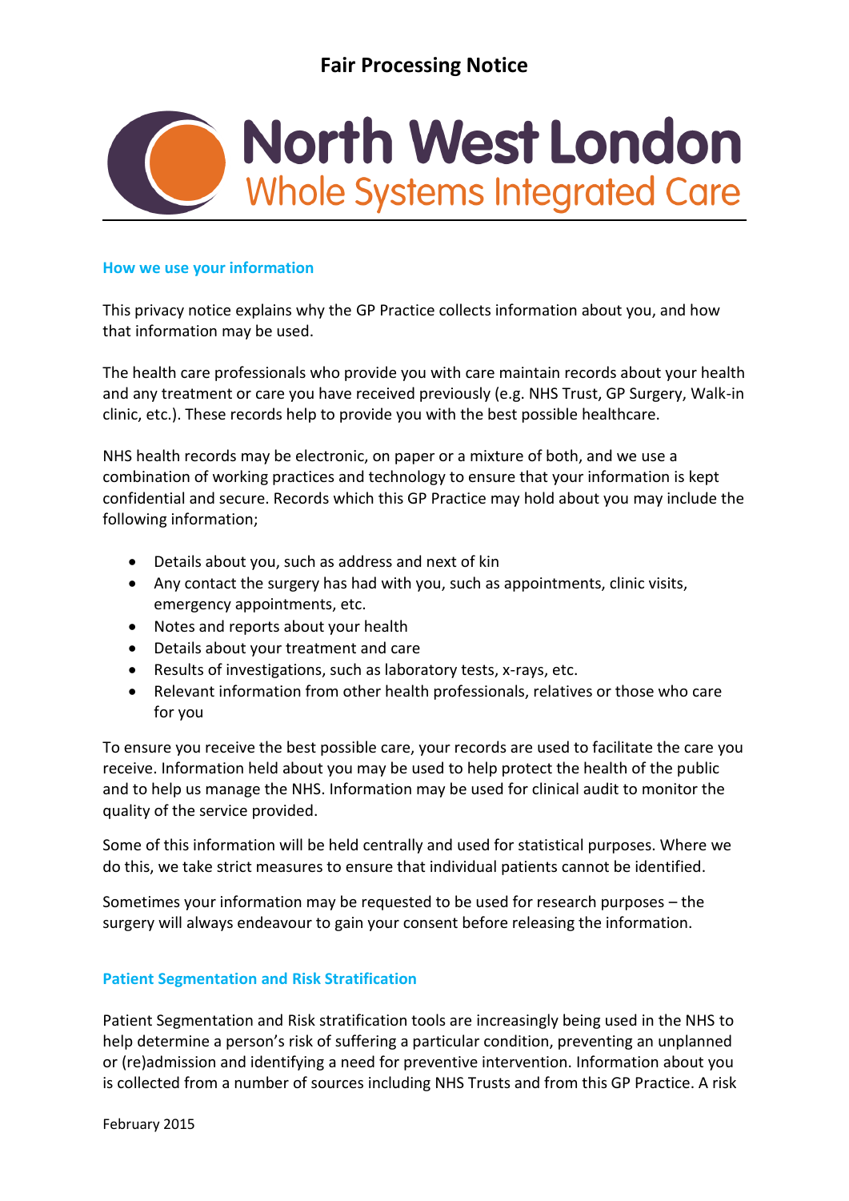# Fair Processing Notice

North West London
Whole Systems Integrated Care

## How we use your information

This privacy notice explains why the GP Practice collects information about you, and how that information may be used.

The health care professionals who provide you with care maintain records about your health and any treatment or care you have received previously (e.g. NHS Trust, GP Surgery, Walk-in clinic, etc.). These records help to provide you with the best possible healthcare.

NHS health records may be electronic, on paper or a mixture of both, and we use a combination of working practices and technology to ensure that your information is kept confidential and secure. Records which this GP Practice may hold about you may include the following information;

- Details about you, such as address and next of kin
- Any contact the surgery has had with you, such as appointments, clinic visits, emergency appointments, etc.
- Notes and reports about your health
- Details about your treatment and care
- Results of investigations, such as laboratory tests, x-rays, etc.
- Relevant information from other health professionals, relatives or those who care for you

To ensure you receive the best possible care, your records are used to facilitate the care you receive. Information held about you may be used to help protect the health of the public and to help us manage the NHS. Information may be used for clinical audit to monitor the quality of the service provided.

Some of this information will be held centrally and used for statistical purposes. Where we do this, we take strict measures to ensure that individual patients cannot be identified.

Sometimes your information may be requested to be used for research purposes – the surgery will always endeavour to gain your consent before releasing the information.

## Patient Segmentation and Risk Stratification

Patient Segmentation and Risk stratification tools are increasingly being used in the NHS to help determine a person's risk of suffering a particular condition, preventing an unplanned or (re)admission and identifying a need for preventive intervention. Information about you is collected from a number of sources including NHS Trusts and from this GP Practice. A risk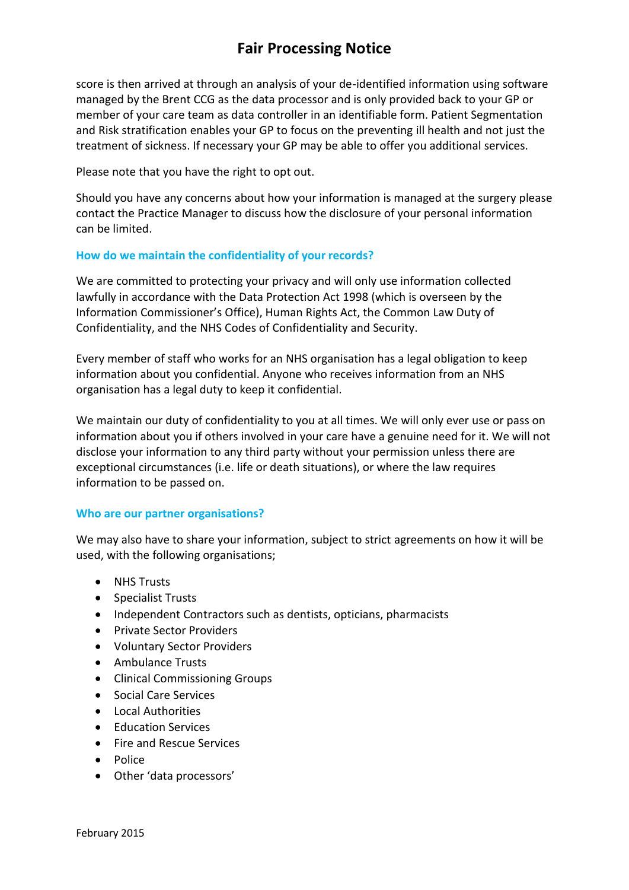score is then arrived at through an analysis of your de-identified information using software managed by the Brent CCG as the data processor and is only provided back to your GP or member of your care team as data controller in an identifiable form. Patient Segmentation and Risk stratification enables your GP to focus on the preventing ill health and not just the treatment of sickness. If necessary your GP may be able to offer you additional services.

Please note that you have the right to opt out.

Should you have any concerns about how your information is managed at the surgery please contact the Practice Manager to discuss how the disclosure of your personal information can be limited.

### How do we maintain the confidentiality of your records?

We are committed to protecting your privacy and will only use information collected lawfully in accordance with the Data Protection Act 1998 (which is overseen by the Information Commissioner's Office), Human Rights Act, the Common Law Duty of Confidentiality, and the NHS Codes of Confidentiality and Security.

Every member of staff who works for an NHS organisation has a legal obligation to keep information about you confidential. Anyone who receives information from an NHS organisation has a legal duty to keep it confidential.

We maintain our duty of confidentiality to you at all times. We will only ever use or pass on information about you if others involved in your care have a genuine need for it. We will not disclose your information to any third party without your permission unless there are exceptional circumstances (i.e. life or death situations), or where the law requires information to be passed on.

### Who are our partner organisations?

We may also have to share your information, subject to strict agreements on how it will be used, with the following organisations;

- NHS Trusts
- Specialist Trusts
- Independent Contractors such as dentists, opticians, pharmacists
- Private Sector Providers
- Voluntary Sector Providers
- Ambulance Trusts
- Clinical Commissioning Groups
- Social Care Services
- Local Authorities
- Education Services
- Fire and Rescue Services
- Police
- Other 'data processors'

February 2015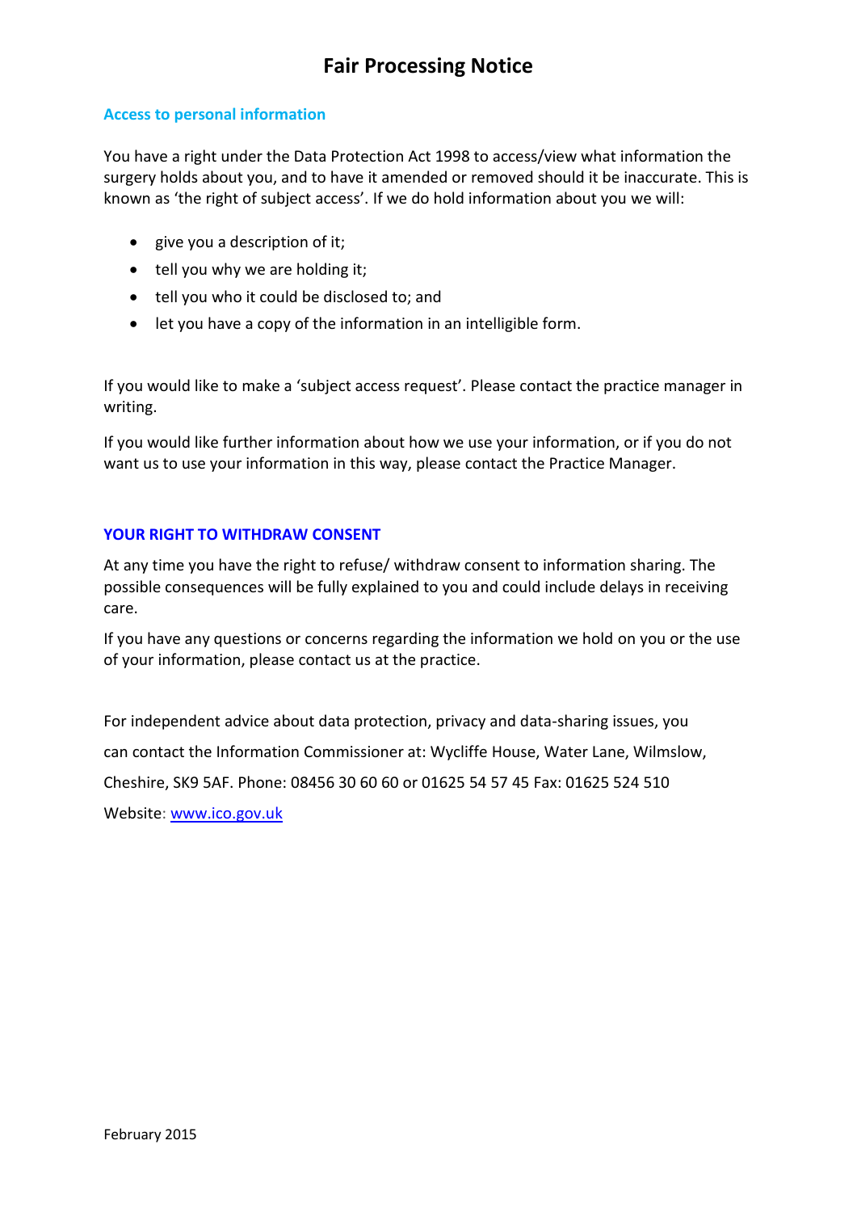# Fair Processing Notice

## Access to personal information

You have a right under the Data Protection Act 1998 to access/view what information the surgery holds about you, and to have it amended or removed should it be inaccurate. This is known as 'the right of subject access'. If we do hold information about you we will:

- give you a description of it;
- tell you why we are holding it;
- tell you who it could be disclosed to; and
- let you have a copy of the information in an intelligible form.

If you would like to make a 'subject access request'. Please contact the practice manager in writing.

If you would like further information about how we use your information, or if you do not want us to use your information in this way, please contact the Practice Manager.

## YOUR RIGHT TO WITHDRAW CONSENT

At any time you have the right to refuse/ withdraw consent to information sharing. The possible consequences will be fully explained to you and could include delays in receiving care.

If you have any questions or concerns regarding the information we hold on you or the use of your information, please contact us at the practice.

For independent advice about data protection, privacy and data-sharing issues, you can contact the Information Commissioner at: Wycliffe House, Water Lane, Wilmslow, Cheshire, SK9 5AF. Phone: 08456 30 60 60 or 01625 54 57 45 Fax: 01625 524 510 Website: www.ico.gov.uk

February 2015